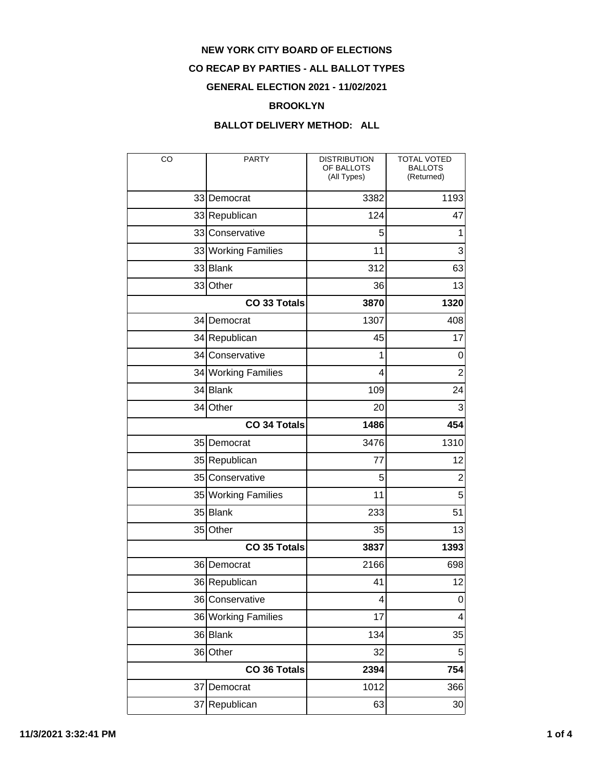**NEW YORK CITY BOARD OF ELECTIONS**

**CO RECAP BY PARTIES - ALL BALLOT TYPES**

**GENERAL ELECTION 2021 - 11/02/2021**

**BROOKLYN**

**BALLOT DELIVERY METHOD: ALL**

| CO | PARTY | DISTRIBUTION OF BALLOTS (All Types) | TOTAL VOTED BALLOTS (Returned) |
|---|---|---|---|
| 33 | Democrat | 3382 | 1193 |
| 33 | Republican | 124 | 47 |
| 33 | Conservative | 5 | 1 |
| 33 | Working Families | 11 | 3 |
| 33 | Blank | 312 | 63 |
| 33 | Other | 36 | 13 |
| | **CO 33 Totals** | **3870** | **1320** |
| 34 | Democrat | 1307 | 408 |
| 34 | Republican | 45 | 17 |
| 34 | Conservative | 1 | 0 |
| 34 | Working Families | 4 | 2 |
| 34 | Blank | 109 | 24 |
| 34 | Other | 20 | 3 |
| | **CO 34 Totals** | **1486** | **454** |
| 35 | Democrat | 3476 | 1310 |
| 35 | Republican | 77 | 12 |
| 35 | Conservative | 5 | 2 |
| 35 | Working Families | 11 | 5 |
| 35 | Blank | 233 | 51 |
| 35 | Other | 35 | 13 |
| | **CO 35 Totals** | **3837** | **1393** |
| 36 | Democrat | 2166 | 698 |
| 36 | Republican | 41 | 12 |
| 36 | Conservative | 4 | 0 |
| 36 | Working Families | 17 | 4 |
| 36 | Blank | 134 | 35 |
| 36 | Other | 32 | 5 |
| | **CO 36 Totals** | **2394** | **754** |
| 37 | Democrat | 1012 | 366 |
| 37 | Republican | 63 | 30 |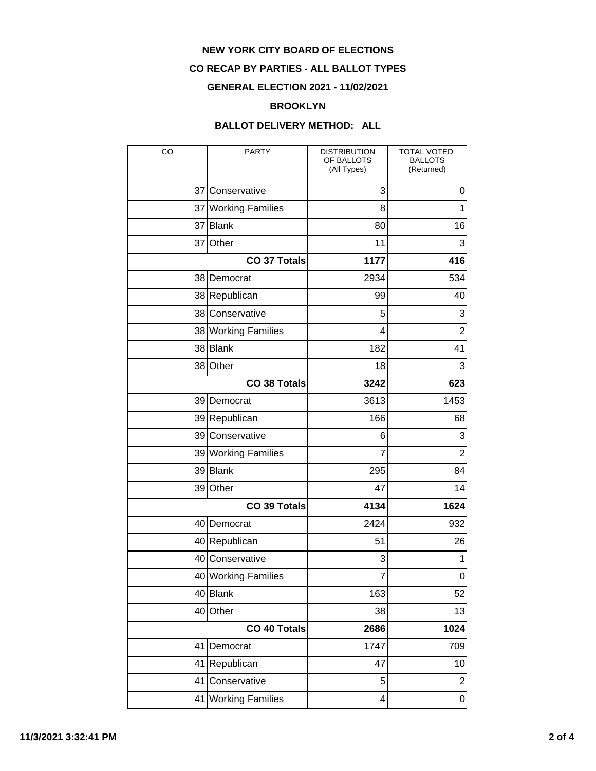# NEW YORK CITY BOARD OF ELECTIONS

## CO RECAP BY PARTIES - ALL BALLOT TYPES

## GENERAL ELECTION 2021 - 11/02/2021

## BROOKLYN

### BALLOT DELIVERY METHOD: ALL

| CO | PARTY | DISTRIBUTION OF BALLOTS (All Types) | TOTAL VOTED BALLOTS (Returned) |
|---|---|---|---|
| 37 | Conservative | 3 | 0 |
| 37 | Working Families | 8 | 1 |
| 37 | Blank | 80 | 16 |
| 37 | Other | 11 | 3 |
| | **CO 37 Totals** | **1177** | **416** |
| 38 | Democrat | 2934 | 534 |
| 38 | Republican | 99 | 40 |
| 38 | Conservative | 5 | 3 |
| 38 | Working Families | 4 | 2 |
| 38 | Blank | 182 | 41 |
| 38 | Other | 18 | 3 |
| | **CO 38 Totals** | **3242** | **623** |
| 39 | Democrat | 3613 | 1453 |
| 39 | Republican | 166 | 68 |
| 39 | Conservative | 6 | 3 |
| 39 | Working Families | 7 | 2 |
| 39 | Blank | 295 | 84 |
| 39 | Other | 47 | 14 |
| | **CO 39 Totals** | **4134** | **1624** |
| 40 | Democrat | 2424 | 932 |
| 40 | Republican | 51 | 26 |
| 40 | Conservative | 3 | 1 |
| 40 | Working Families | 7 | 0 |
| 40 | Blank | 163 | 52 |
| 40 | Other | 38 | 13 |
| | **CO 40 Totals** | **2686** | **1024** |
| 41 | Democrat | 1747 | 709 |
| 41 | Republican | 47 | 10 |
| 41 | Conservative | 5 | 2 |
| 41 | Working Families | 4 | 0 |

11/3/2021 3:32:41 PM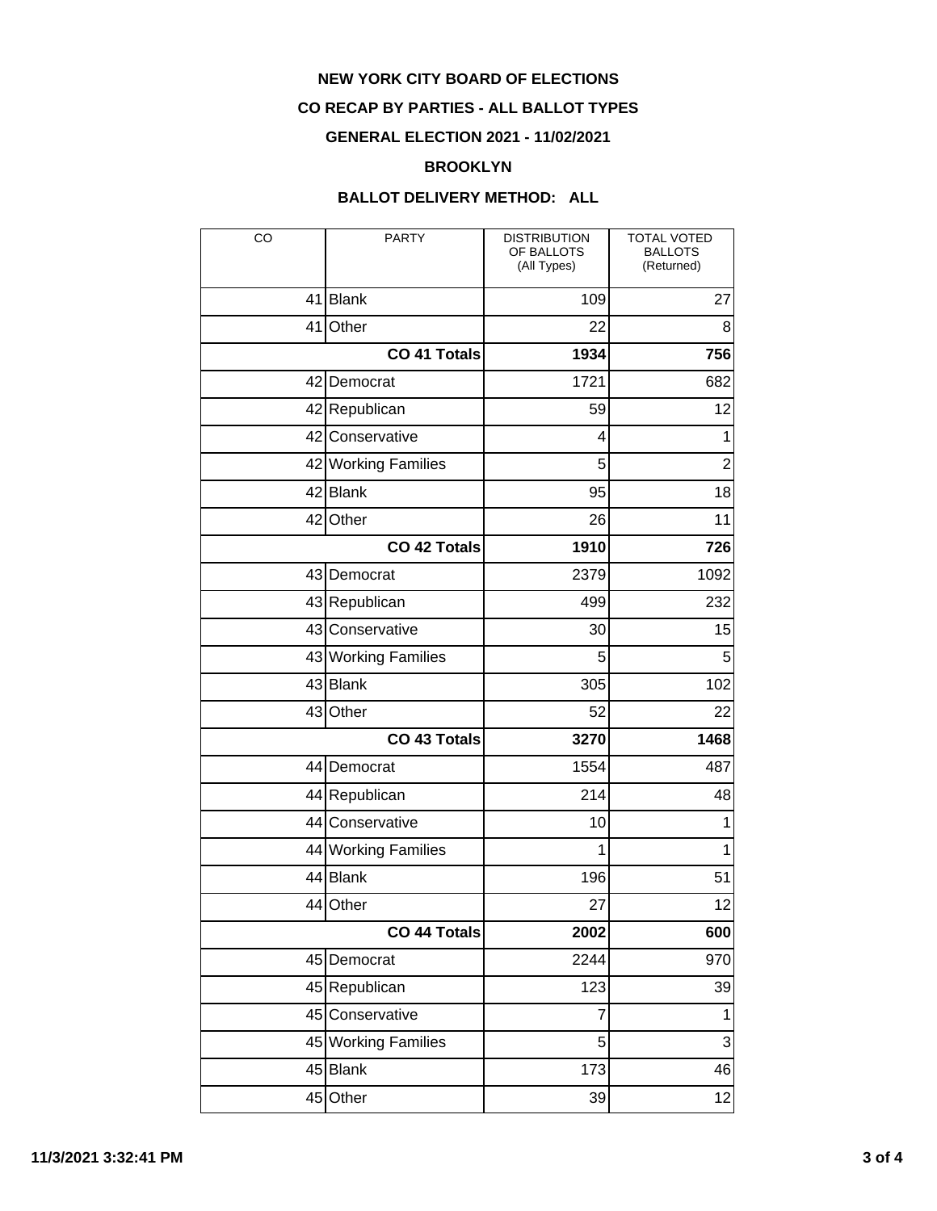**NEW YORK CITY BOARD OF ELECTIONS**

**CO RECAP BY PARTIES - ALL BALLOT TYPES**

**GENERAL ELECTION 2021 - 11/02/2021**

**BROOKLYN**

**BALLOT DELIVERY METHOD: ALL**

| CO | PARTY | DISTRIBUTION OF BALLOTS (All Types) | TOTAL VOTED BALLOTS (Returned) |
|---|---|---|---|
| 41 | Blank | 109 | 27 |
| 41 | Other | 22 | 8 |
| | **CO 41 Totals** | **1934** | **756** |
| 42 | Democrat | 1721 | 682 |
| 42 | Republican | 59 | 12 |
| 42 | Conservative | 4 | 1 |
| 42 | Working Families | 5 | 2 |
| 42 | Blank | 95 | 18 |
| 42 | Other | 26 | 11 |
| | **CO 42 Totals** | **1910** | **726** |
| 43 | Democrat | 2379 | 1092 |
| 43 | Republican | 499 | 232 |
| 43 | Conservative | 30 | 15 |
| 43 | Working Families | 5 | 5 |
| 43 | Blank | 305 | 102 |
| 43 | Other | 52 | 22 |
| | **CO 43 Totals** | **3270** | **1468** |
| 44 | Democrat | 1554 | 487 |
| 44 | Republican | 214 | 48 |
| 44 | Conservative | 10 | 1 |
| 44 | Working Families | 1 | 1 |
| 44 | Blank | 196 | 51 |
| 44 | Other | 27 | 12 |
| | **CO 44 Totals** | **2002** | **600** |
| 45 | Democrat | 2244 | 970 |
| 45 | Republican | 123 | 39 |
| 45 | Conservative | 7 | 1 |
| 45 | Working Families | 5 | 3 |
| 45 | Blank | 173 | 46 |
| 45 | Other | 39 | 12 |

11/3/2021 3:32:41 PM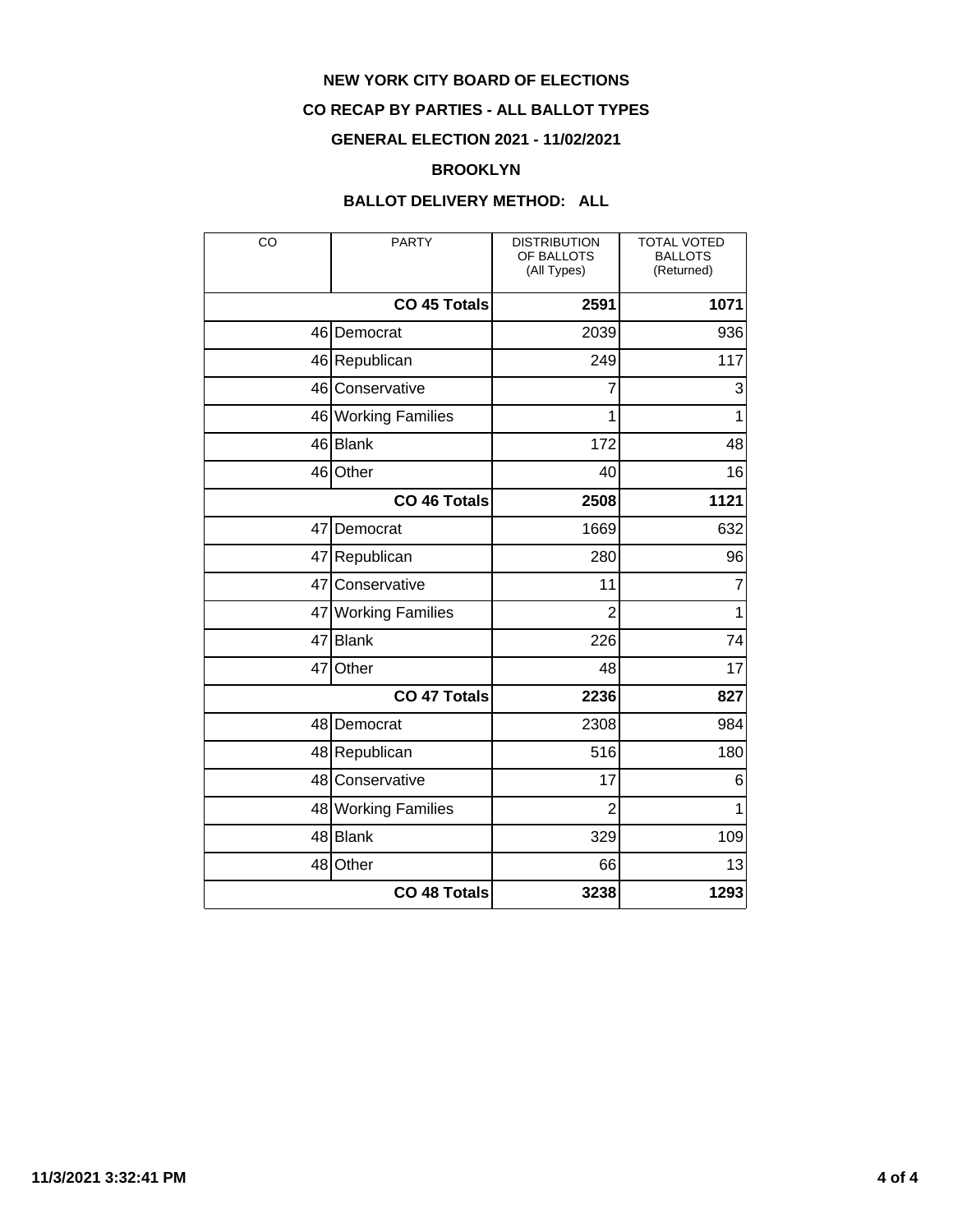**NEW YORK CITY BOARD OF ELECTIONS**

**CO RECAP BY PARTIES - ALL BALLOT TYPES**

**GENERAL ELECTION 2021 - 11/02/2021**

**BROOKLYN**

**BALLOT DELIVERY METHOD: ALL**

| CO | PARTY | DISTRIBUTION OF BALLOTS (All Types) | TOTAL VOTED BALLOTS (Returned) |
|---|---|---|---|
| | **CO 45 Totals** | **2591** | **1071** |
| 46 | Democrat | 2039 | 936 |
| 46 | Republican | 249 | 117 |
| 46 | Conservative | 7 | 3 |
| 46 | Working Families | 1 | 1 |
| 46 | Blank | 172 | 48 |
| 46 | Other | 40 | 16 |
| | **CO 46 Totals** | **2508** | **1121** |
| 47 | Democrat | 1669 | 632 |
| 47 | Republican | 280 | 96 |
| 47 | Conservative | 11 | 7 |
| 47 | Working Families | 2 | 1 |
| 47 | Blank | 226 | 74 |
| 47 | Other | 48 | 17 |
| | **CO 47 Totals** | **2236** | **827** |
| 48 | Democrat | 2308 | 984 |
| 48 | Republican | 516 | 180 |
| 48 | Conservative | 17 | 6 |
| 48 | Working Families | 2 | 1 |
| 48 | Blank | 329 | 109 |
| 48 | Other | 66 | 13 |
| | **CO 48 Totals** | **3238** | **1293** |

**11/3/2021 3:32:41 PM**